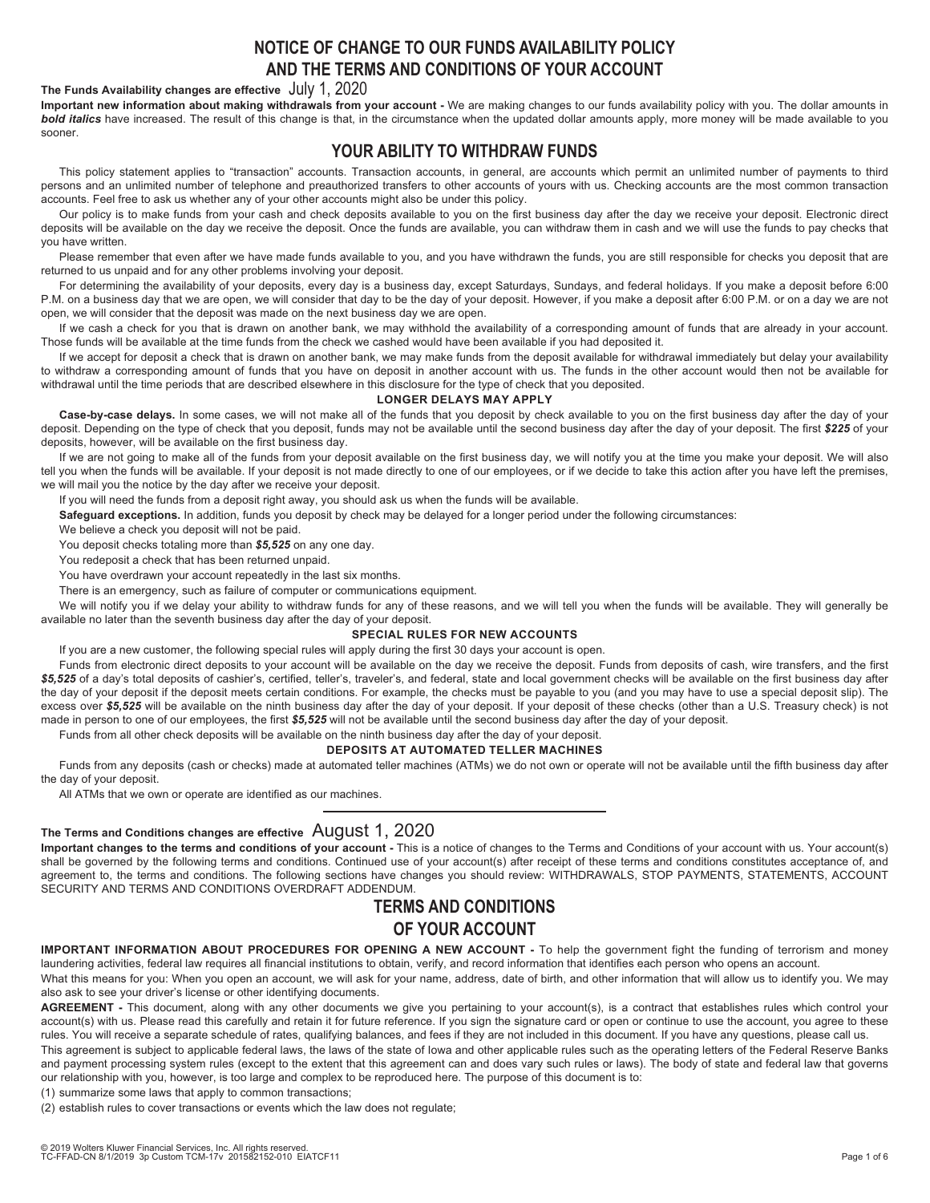# NOTICE OF CHANGE TO OUR FUNDS AVAILABILITY POLICY AND THE TERMS AND CONDITIONS OF YOUR ACCOUNT

**The Funds Availability changes are effective** July 1, 2020

**Important new information about making withdrawals from your account -** We are making changes to our funds availability policy with you. The dollar amounts in ***bold italics*** have increased. The result of this change is that, in the circumstance when the updated dollar amounts apply, more money will be made available to you sooner.

## YOUR ABILITY TO WITHDRAW FUNDS

This policy statement applies to "transaction" accounts. Transaction accounts, in general, are accounts which permit an unlimited number of payments to third persons and an unlimited number of telephone and preauthorized transfers to other accounts of yours with us. Checking accounts are the most common transaction accounts. Feel free to ask us whether any of your other accounts might also be under this policy.

Our policy is to make funds from your cash and check deposits available to you on the first business day after the day we receive your deposit. Electronic direct deposits will be available on the day we receive the deposit. Once the funds are available, you can withdraw them in cash and we will use the funds to pay checks that you have written.

Please remember that even after we have made funds available to you, and you have withdrawn the funds, you are still responsible for checks you deposit that are returned to us unpaid and for any other problems involving your deposit.

For determining the availability of your deposits, every day is a business day, except Saturdays, Sundays, and federal holidays. If you make a deposit before 6:00 P.M. on a business day that we are open, we will consider that day to be the day of your deposit. However, if you make a deposit after 6:00 P.M. or on a day we are not open, we will consider that the deposit was made on the next business day we are open.

If we cash a check for you that is drawn on another bank, we may withhold the availability of a corresponding amount of funds that are already in your account. Those funds will be available at the time funds from the check we cashed would have been available if you had deposited it.

If we accept for deposit a check that is drawn on another bank, we may make funds from the deposit available for withdrawal immediately but delay your availability to withdraw a corresponding amount of funds that you have on deposit in another account with us. The funds in the other account would then not be available for withdrawal until the time periods that are described elsewhere in this disclosure for the type of check that you deposited.

### LONGER DELAYS MAY APPLY

**Case-by-case delays.** In some cases, we will not make all of the funds that you deposit by check available to you on the first business day after the day of your deposit. Depending on the type of check that you deposit, funds may not be available until the second business day after the day of your deposit. The first ***$225*** of your deposits, however, will be available on the first business day.

If we are not going to make all of the funds from your deposit available on the first business day, we will notify you at the time you make your deposit. We will also tell you when the funds will be available. If your deposit is not made directly to one of our employees, or if we decide to take this action after you have left the premises, we will mail you the notice by the day after we receive your deposit.

If you will need the funds from a deposit right away, you should ask us when the funds will be available.

**Safeguard exceptions.** In addition, funds you deposit by check may be delayed for a longer period under the following circumstances:

We believe a check you deposit will not be paid.

You deposit checks totaling more than ***$5,525*** on any one day.

You redeposit a check that has been returned unpaid.

You have overdrawn your account repeatedly in the last six months.

There is an emergency, such as failure of computer or communications equipment.

We will notify you if we delay your ability to withdraw funds for any of these reasons, and we will tell you when the funds will be available. They will generally be available no later than the seventh business day after the day of your deposit.

### SPECIAL RULES FOR NEW ACCOUNTS

If you are a new customer, the following special rules will apply during the first 30 days your account is open.

Funds from electronic direct deposits to your account will be available on the day we receive the deposit. Funds from deposits of cash, wire transfers, and the first ***$5,525*** of a day's total deposits of cashier's, certified, teller's, traveler's, and federal, state and local government checks will be available on the first business day after the day of your deposit if the deposit meets certain conditions. For example, the checks must be payable to you (and you may have to use a special deposit slip). The excess over ***$5,525*** will be available on the ninth business day after the day of your deposit. If your deposit of these checks (other than a U.S. Treasury check) is not made in person to one of our employees, the first ***$5,525*** will not be available until the second business day after the day of your deposit.

Funds from all other check deposits will be available on the ninth business day after the day of your deposit.

### DEPOSITS AT AUTOMATED TELLER MACHINES

Funds from any deposits (cash or checks) made at automated teller machines (ATMs) we do not own or operate will not be available until the fifth business day after the day of your deposit.

All ATMs that we own or operate are identified as our machines.

---

**The Terms and Conditions changes are effective** August 1, 2020

**Important changes to the terms and conditions of your account -** This is a notice of changes to the Terms and Conditions of your account with us. Your account(s) shall be governed by the following terms and conditions. Continued use of your account(s) after receipt of these terms and conditions constitutes acceptance of, and agreement to, the terms and conditions. The following sections have changes you should review: WITHDRAWALS, STOP PAYMENTS, STATEMENTS, ACCOUNT SECURITY AND TERMS AND CONDITIONS OVERDRAFT ADDENDUM.

## TERMS AND CONDITIONS OF YOUR ACCOUNT

**IMPORTANT INFORMATION ABOUT PROCEDURES FOR OPENING A NEW ACCOUNT -** To help the government fight the funding of terrorism and money laundering activities, federal law requires all financial institutions to obtain, verify, and record information that identifies each person who opens an account.

What this means for you: When you open an account, we will ask for your name, address, date of birth, and other information that will allow us to identify you. We may also ask to see your driver's license or other identifying documents.

**AGREEMENT -** This document, along with any other documents we give you pertaining to your account(s), is a contract that establishes rules which control your account(s) with us. Please read this carefully and retain it for future reference. If you sign the signature card or open or continue to use the account, you agree to these rules. You will receive a separate schedule of rates, qualifying balances, and fees if they are not included in this document. If you have any questions, please call us.

This agreement is subject to applicable federal laws, the laws of the state of Iowa and other applicable rules such as the operating letters of the Federal Reserve Banks and payment processing system rules (except to the extent that this agreement can and does vary such rules or laws). The body of state and federal law that governs our relationship with you, however, is too large and complex to be reproduced here. The purpose of this document is to:

(1) summarize some laws that apply to common transactions;

(2) establish rules to cover transactions or events which the law does not regulate;

© 2019 Wolters Kluwer Financial Services, Inc. All rights reserved.
TC-FFAD-CN 8/1/2019 3p Custom TCM-17v 201582152-010 EIATCF11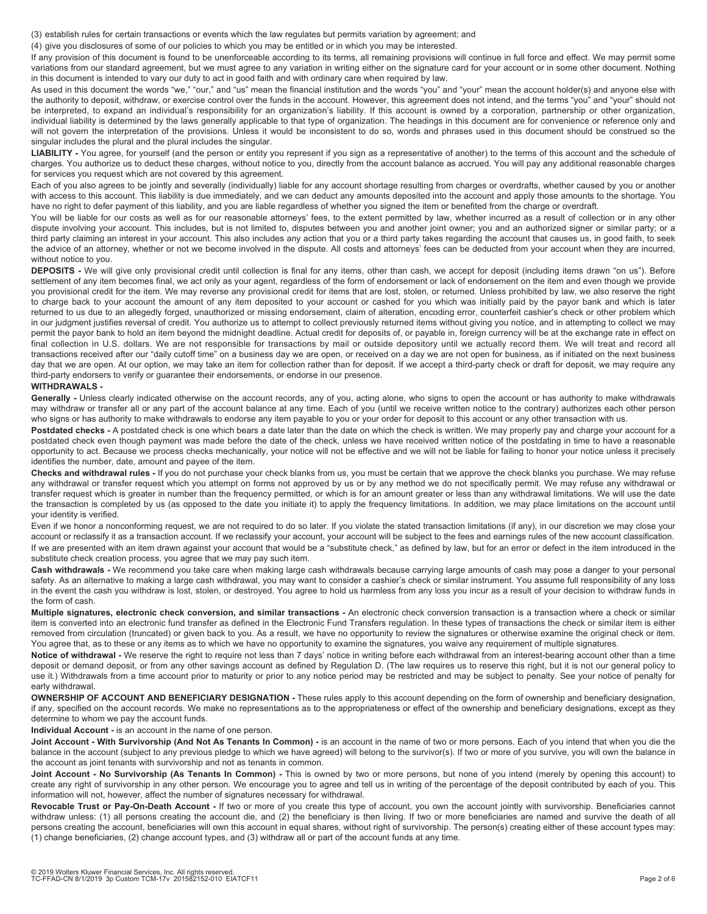(3) establish rules for certain transactions or events which the law regulates but permits variation by agreement; and

(4) give you disclosures of some of our policies to which you may be entitled or in which you may be interested.

If any provision of this document is found to be unenforceable according to its terms, all remaining provisions will continue in full force and effect. We may permit some variations from our standard agreement, but we must agree to any variation in writing either on the signature card for your account or in some other document. Nothing in this document is intended to vary our duty to act in good faith and with ordinary care when required by law.

As used in this document the words "we," "our," and "us" mean the financial institution and the words "you" and "your" mean the account holder(s) and anyone else with the authority to deposit, withdraw, or exercise control over the funds in the account. However, this agreement does not intend, and the terms "you" and "your" should not be interpreted, to expand an individual's responsibility for an organization's liability. If this account is owned by a corporation, partnership or other organization, individual liability is determined by the laws generally applicable to that type of organization. The headings in this document are for convenience or reference only and will not govern the interpretation of the provisions. Unless it would be inconsistent to do so, words and phrases used in this document should be construed so the singular includes the plural and the plural includes the singular.

**LIABILITY -** You agree, for yourself (and the person or entity you represent if you sign as a representative of another) to the terms of this account and the schedule of charges. You authorize us to deduct these charges, without notice to you, directly from the account balance as accrued. You will pay any additional reasonable charges for services you request which are not covered by this agreement.

Each of you also agrees to be jointly and severally (individually) liable for any account shortage resulting from charges or overdrafts, whether caused by you or another with access to this account. This liability is due immediately, and we can deduct any amounts deposited into the account and apply those amounts to the shortage. You have no right to defer payment of this liability, and you are liable regardless of whether you signed the item or benefited from the charge or overdraft.

You will be liable for our costs as well as for our reasonable attorneys' fees, to the extent permitted by law, whether incurred as a result of collection or in any other dispute involving your account. This includes, but is not limited to, disputes between you and another joint owner; you and an authorized signer or similar party; or a third party claiming an interest in your account. This also includes any action that you or a third party takes regarding the account that causes us, in good faith, to seek the advice of an attorney, whether or not we become involved in the dispute. All costs and attorneys' fees can be deducted from your account when they are incurred, without notice to you.

**DEPOSITS -** We will give only provisional credit until collection is final for any items, other than cash, we accept for deposit (including items drawn "on us"). Before settlement of any item becomes final, we act only as your agent, regardless of the form of endorsement or lack of endorsement on the item and even though we provide you provisional credit for the item. We may reverse any provisional credit for items that are lost, stolen, or returned. Unless prohibited by law, we also reserve the right to charge back to your account the amount of any item deposited to your account or cashed for you which was initially paid by the payor bank and which is later returned to us due to an allegedly forged, unauthorized or missing endorsement, claim of alteration, encoding error, counterfeit cashier's check or other problem which in our judgment justifies reversal of credit. You authorize us to attempt to collect previously returned items without giving you notice, and in attempting to collect we may permit the payor bank to hold an item beyond the midnight deadline. Actual credit for deposits of, or payable in, foreign currency will be at the exchange rate in effect on final collection in U.S. dollars. We are not responsible for transactions by mail or outside depository until we actually record them. We will treat and record all transactions received after our "daily cutoff time" on a business day we are open, or received on a day we are not open for business, as if initiated on the next business day that we are open. At our option, we may take an item for collection rather than for deposit. If we accept a third-party check or draft for deposit, we may require any third-party endorsers to verify or guarantee their endorsements, or endorse in our presence.

**WITHDRAWALS -**

**Generally -** Unless clearly indicated otherwise on the account records, any of you, acting alone, who signs to open the account or has authority to make withdrawals may withdraw or transfer all or any part of the account balance at any time. Each of you (until we receive written notice to the contrary) authorizes each other person who signs or has authority to make withdrawals to endorse any item payable to you or your order for deposit to this account or any other transaction with us.

**Postdated checks -** A postdated check is one which bears a date later than the date on which the check is written. We may properly pay and charge your account for a postdated check even though payment was made before the date of the check, unless we have received written notice of the postdating in time to have a reasonable opportunity to act. Because we process checks mechanically, your notice will not be effective and we will not be liable for failing to honor your notice unless it precisely identifies the number, date, amount and payee of the item.

**Checks and withdrawal rules -** If you do not purchase your check blanks from us, you must be certain that we approve the check blanks you purchase. We may refuse any withdrawal or transfer request which you attempt on forms not approved by us or by any method we do not specifically permit. We may refuse any withdrawal or transfer request which is greater in number than the frequency permitted, or which is for an amount greater or less than any withdrawal limitations. We will use the date the transaction is completed by us (as opposed to the date you initiate it) to apply the frequency limitations. In addition, we may place limitations on the account until your identity is verified.

Even if we honor a nonconforming request, we are not required to do so later. If you violate the stated transaction limitations (if any), in our discretion we may close your account or reclassify it as a transaction account. If we reclassify your account, your account will be subject to the fees and earnings rules of the new account classification.

If we are presented with an item drawn against your account that would be a "substitute check," as defined by law, but for an error or defect in the item introduced in the substitute check creation process, you agree that we may pay such item.

**Cash withdrawals -** We recommend you take care when making large cash withdrawals because carrying large amounts of cash may pose a danger to your personal safety. As an alternative to making a large cash withdrawal, you may want to consider a cashier's check or similar instrument. You assume full responsibility of any loss in the event the cash you withdraw is lost, stolen, or destroyed. You agree to hold us harmless from any loss you incur as a result of your decision to withdraw funds in the form of cash.

**Multiple signatures, electronic check conversion, and similar transactions -** An electronic check conversion transaction is a transaction where a check or similar item is converted into an electronic fund transfer as defined in the Electronic Fund Transfers regulation. In these types of transactions the check or similar item is either removed from circulation (truncated) or given back to you. As a result, we have no opportunity to review the signatures or otherwise examine the original check or item. You agree that, as to these or any items as to which we have no opportunity to examine the signatures, you waive any requirement of multiple signatures.

**Notice of withdrawal -** We reserve the right to require not less than 7 days' notice in writing before each withdrawal from an interest-bearing account other than a time deposit or demand deposit, or from any other savings account as defined by Regulation D. (The law requires us to reserve this right, but it is not our general policy to use it.) Withdrawals from a time account prior to maturity or prior to any notice period may be restricted and may be subject to penalty. See your notice of penalty for early withdrawal.

**OWNERSHIP OF ACCOUNT AND BENEFICIARY DESIGNATION -** These rules apply to this account depending on the form of ownership and beneficiary designation, if any, specified on the account records. We make no representations as to the appropriateness or effect of the ownership and beneficiary designations, except as they determine to whom we pay the account funds.

**Individual Account -** is an account in the name of one person.

**Joint Account - With Survivorship (And Not As Tenants In Common) -** is an account in the name of two or more persons. Each of you intend that when you die the balance in the account (subject to any previous pledge to which we have agreed) will belong to the survivor(s). If two or more of you survive, you will own the balance in the account as joint tenants with survivorship and not as tenants in common.

**Joint Account - No Survivorship (As Tenants In Common) -** This is owned by two or more persons, but none of you intend (merely by opening this account) to create any right of survivorship in any other person. We encourage you to agree and tell us in writing of the percentage of the deposit contributed by each of you. This information will not, however, affect the number of signatures necessary for withdrawal.

**Revocable Trust or Pay-On-Death Account -** If two or more of you create this type of account, you own the account jointly with survivorship. Beneficiaries cannot withdraw unless: (1) all persons creating the account die, and (2) the beneficiary is then living. If two or more beneficiaries are named and survive the death of all persons creating the account, beneficiaries will own this account in equal shares, without right of survivorship. The person(s) creating either of these account types may: (1) change beneficiaries, (2) change account types, and (3) withdraw all or part of the account funds at any time.

© 2019 Wolters Kluwer Financial Services, Inc. All rights reserved.
TC-FFAD-CN 8/1/2019 3p Custom TCM-17v 201582152-010 EIATCF11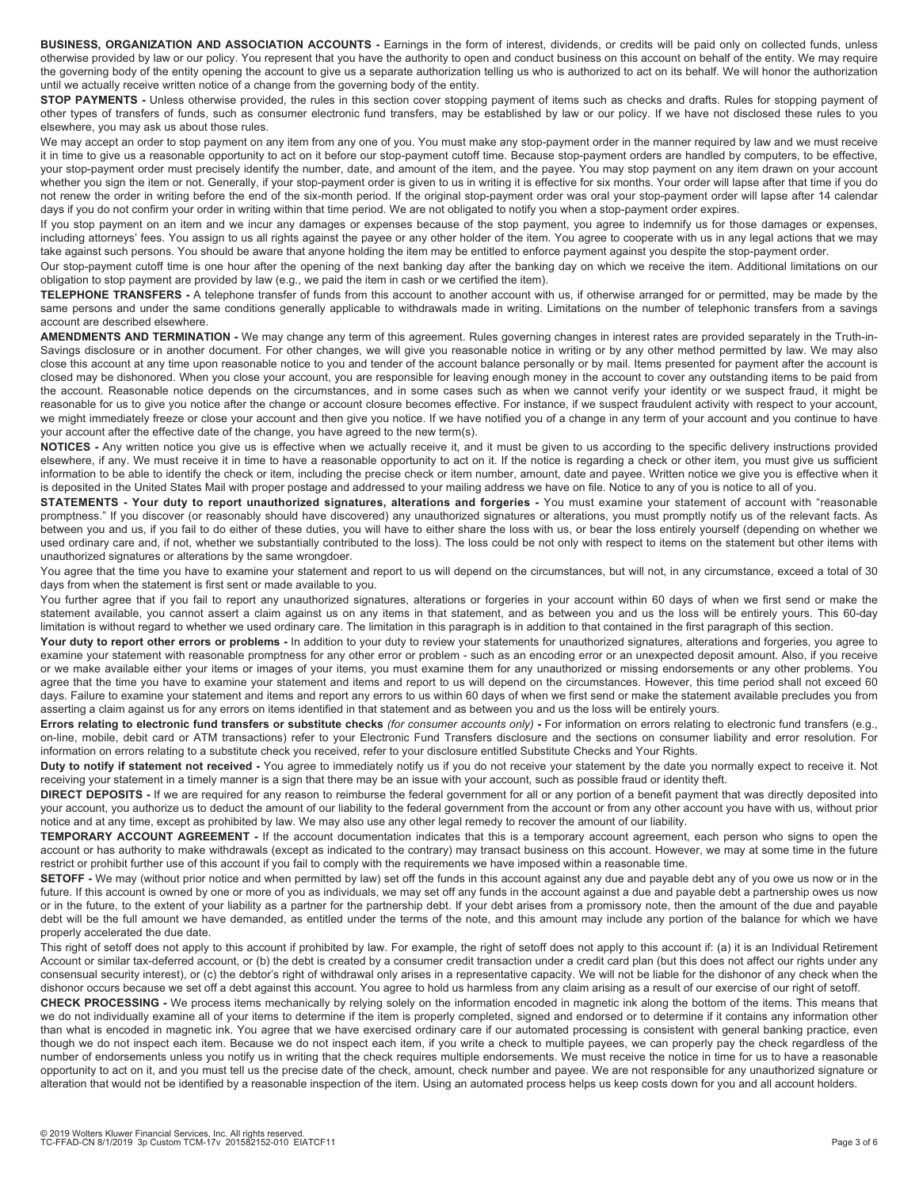**BUSINESS, ORGANIZATION AND ASSOCIATION ACCOUNTS -** Earnings in the form of interest, dividends, or credits will be paid only on collected funds, unless otherwise provided by law or our policy. You represent that you have the authority to open and conduct business on this account on behalf of the entity. We may require the governing body of the entity opening the account to give us a separate authorization telling us who is authorized to act on its behalf. We will honor the authorization until we actually receive written notice of a change from the governing body of the entity.

**STOP PAYMENTS -** Unless otherwise provided, the rules in this section cover stopping payment of items such as checks and drafts. Rules for stopping payment of other types of transfers of funds, such as consumer electronic fund transfers, may be established by law or our policy. If we have not disclosed these rules to you elsewhere, you may ask us about those rules.

We may accept an order to stop payment on any item from any one of you. You must make any stop-payment order in the manner required by law and we must receive it in time to give us a reasonable opportunity to act on it before our stop-payment cutoff time. Because stop-payment orders are handled by computers, to be effective, your stop-payment order must precisely identify the number, date, and amount of the item, and the payee. You may stop payment on any item drawn on your account whether you sign the item or not. Generally, if your stop-payment order is given to us in writing it is effective for six months. Your order will lapse after that time if you do not renew the order in writing before the end of the six-month period. If the original stop-payment order was oral your stop-payment order will lapse after 14 calendar days if you do not confirm your order in writing within that time period. We are not obligated to notify you when a stop-payment order expires.

If you stop payment on an item and we incur any damages or expenses because of the stop payment, you agree to indemnify us for those damages or expenses, including attorneys' fees. You assign to us all rights against the payee or any other holder of the item. You agree to cooperate with us in any legal actions that we may take against such persons. You should be aware that anyone holding the item may be entitled to enforce payment against you despite the stop-payment order.

Our stop-payment cutoff time is one hour after the opening of the next banking day after the banking day on which we receive the item. Additional limitations on our obligation to stop payment are provided by law (e.g., we paid the item in cash or we certified the item).

**TELEPHONE TRANSFERS -** A telephone transfer of funds from this account to another account with us, if otherwise arranged for or permitted, may be made by the same persons and under the same conditions generally applicable to withdrawals made in writing. Limitations on the number of telephonic transfers from a savings account are described elsewhere.

**AMENDMENTS AND TERMINATION -** We may change any term of this agreement. Rules governing changes in interest rates are provided separately in the Truth-in-Savings disclosure or in another document. For other changes, we will give you reasonable notice in writing or by any other method permitted by law. We may also close this account at any time upon reasonable notice to you and tender of the account balance personally or by mail. Items presented for payment after the account is closed may be dishonored. When you close your account, you are responsible for leaving enough money in the account to cover any outstanding items to be paid from the account. Reasonable notice depends on the circumstances, and in some cases such as when we cannot verify your identity or we suspect fraud, it might be reasonable for us to give you notice after the change or account closure becomes effective. For instance, if we suspect fraudulent activity with respect to your account, we might immediately freeze or close your account and then give you notice. If we have notified you of a change in any term of your account and you continue to have your account after the effective date of the change, you have agreed to the new term(s).

**NOTICES -** Any written notice you give us is effective when we actually receive it, and it must be given to us according to the specific delivery instructions provided elsewhere, if any. We must receive it in time to have a reasonable opportunity to act on it. If the notice is regarding a check or other item, you must give us sufficient information to be able to identify the check or item, including the precise check or item number, amount, date and payee. Written notice we give you is effective when it is deposited in the United States Mail with proper postage and addressed to your mailing address we have on file. Notice to any of you is notice to all of you.

**STATEMENTS - Your duty to report unauthorized signatures, alterations and forgeries -** You must examine your statement of account with "reasonable promptness." If you discover (or reasonably should have discovered) any unauthorized signatures or alterations, you must promptly notify us of the relevant facts. As between you and us, if you fail to do either of these duties, you will have to either share the loss with us, or bear the loss entirely yourself (depending on whether we used ordinary care and, if not, whether we substantially contributed to the loss). The loss could be not only with respect to items on the statement but other items with unauthorized signatures or alterations by the same wrongdoer.

You agree that the time you have to examine your statement and report to us will depend on the circumstances, but will not, in any circumstance, exceed a total of 30 days from when the statement is first sent or made available to you.

You further agree that if you fail to report any unauthorized signatures, alterations or forgeries in your account within 60 days of when we first send or make the statement available, you cannot assert a claim against us on any items in that statement, and as between you and us the loss will be entirely yours. This 60-day limitation is without regard to whether we used ordinary care. The limitation in this paragraph is in addition to that contained in the first paragraph of this section.

**Your duty to report other errors or problems -** In addition to your duty to review your statements for unauthorized signatures, alterations and forgeries, you agree to examine your statement with reasonable promptness for any other error or problem - such as an encoding error or an unexpected deposit amount. Also, if you receive or we make available either your items or images of your items, you must examine them for any unauthorized or missing endorsements or any other problems. You agree that the time you have to examine your statement and items and report to us will depend on the circumstances. However, this time period shall not exceed 60 days. Failure to examine your statement and items and report any errors to us within 60 days of when we first send or make the statement available precludes you from asserting a claim against us for any errors on items identified in that statement and as between you and us the loss will be entirely yours.

**Errors relating to electronic fund transfers or substitute checks** *(for consumer accounts only)* **-** For information on errors relating to electronic fund transfers (e.g., on-line, mobile, debit card or ATM transactions) refer to your Electronic Fund Transfers disclosure and the sections on consumer liability and error resolution. For information on errors relating to a substitute check you received, refer to your disclosure entitled Substitute Checks and Your Rights.

**Duty to notify if statement not received -** You agree to immediately notify us if you do not receive your statement by the date you normally expect to receive it. Not receiving your statement in a timely manner is a sign that there may be an issue with your account, such as possible fraud or identity theft.

**DIRECT DEPOSITS -** If we are required for any reason to reimburse the federal government for all or any portion of a benefit payment that was directly deposited into your account, you authorize us to deduct the amount of our liability to the federal government from the account or from any other account you have with us, without prior notice and at any time, except as prohibited by law. We may also use any other legal remedy to recover the amount of our liability.

**TEMPORARY ACCOUNT AGREEMENT -** If the account documentation indicates that this is a temporary account agreement, each person who signs to open the account or has authority to make withdrawals (except as indicated to the contrary) may transact business on this account. However, we may at some time in the future restrict or prohibit further use of this account if you fail to comply with the requirements we have imposed within a reasonable time.

**SETOFF -** We may (without prior notice and when permitted by law) set off the funds in this account against any due and payable debt any of you owe us now or in the future. If this account is owned by one or more of you as individuals, we may set off any funds in the account against a due and payable debt a partnership owes us now or in the future, to the extent of your liability as a partner for the partnership debt. If your debt arises from a promissory note, then the amount of the due and payable debt will be the full amount we have demanded, as entitled under the terms of the note, and this amount may include any portion of the balance for which we have properly accelerated the due date.

This right of setoff does not apply to this account if prohibited by law. For example, the right of setoff does not apply to this account if: (a) it is an Individual Retirement Account or similar tax-deferred account, or (b) the debt is created by a consumer credit transaction under a credit card plan (but this does not affect our rights under any consensual security interest), or (c) the debtor's right of withdrawal only arises in a representative capacity. We will not be liable for the dishonor of any check when the dishonor occurs because we set off a debt against this account. You agree to hold us harmless from any claim arising as a result of our exercise of our right of setoff.

**CHECK PROCESSING -** We process items mechanically by relying solely on the information encoded in magnetic ink along the bottom of the items. This means that we do not individually examine all of your items to determine if the item is properly completed, signed and endorsed or to determine if it contains any information other than what is encoded in magnetic ink. You agree that we have exercised ordinary care if our automated processing is consistent with general banking practice, even though we do not inspect each item. Because we do not inspect each item, if you write a check to multiple payees, we can properly pay the check regardless of the number of endorsements unless you notify us in writing that the check requires multiple endorsements. We must receive the notice in time for us to have a reasonable opportunity to act on it, and you must tell us the precise date of the check, amount, check number and payee. We are not responsible for any unauthorized signature or alteration that would not be identified by a reasonable inspection of the item. Using an automated process helps us keep costs down for you and all account holders.

© 2019 Wolters Kluwer Financial Services, Inc. All rights reserved.
TC-FFAD-CN 8/1/2019 3p Custom TCM-17v 201582152-010 EIATCF11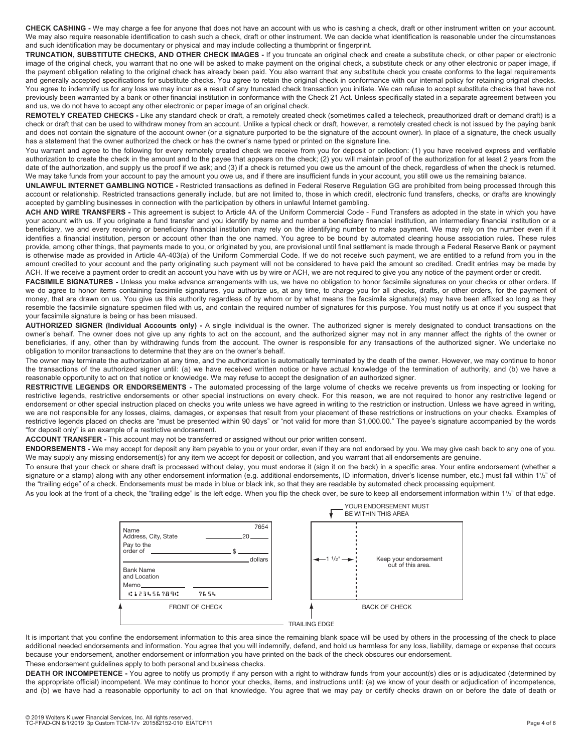**CHECK CASHING -** We may charge a fee for anyone that does not have an account with us who is cashing a check, draft or other instrument written on your account. We may also require reasonable identification to cash such a check, draft or other instrument. We can decide what identification is reasonable under the circumstances and such identification may be documentary or physical and may include collecting a thumbprint or fingerprint.

**TRUNCATION, SUBSTITUTE CHECKS, AND OTHER CHECK IMAGES -** If you truncate an original check and create a substitute check, or other paper or electronic image of the original check, you warrant that no one will be asked to make payment on the original check, a substitute check or any other electronic or paper image, if the payment obligation relating to the original check has already been paid. You also warrant that any substitute check you create conforms to the legal requirements and generally accepted specifications for substitute checks. You agree to retain the original check in conformance with our internal policy for retaining original checks. You agree to indemnify us for any loss we may incur as a result of any truncated check transaction you initiate. We can refuse to accept substitute checks that have not previously been warranted by a bank or other financial institution in conformance with the Check 21 Act. Unless specifically stated in a separate agreement between you and us, we do not have to accept any other electronic or paper image of an original check.

**REMOTELY CREATED CHECKS -** Like any standard check or draft, a remotely created check (sometimes called a telecheck, preauthorized draft or demand draft) is a check or draft that can be used to withdraw money from an account. Unlike a typical check or draft, however, a remotely created check is not issued by the paying bank and does not contain the signature of the account owner (or a signature purported to be the signature of the account owner). In place of a signature, the check usually has a statement that the owner authorized the check or has the owner's name typed or printed on the signature line.

You warrant and agree to the following for every remotely created check we receive from you for deposit or collection: (1) you have received express and verifiable authorization to create the check in the amount and to the payee that appears on the check; (2) you will maintain proof of the authorization for at least 2 years from the date of the authorization, and supply us the proof if we ask; and (3) if a check is returned you owe us the amount of the check, regardless of when the check is returned. We may take funds from your account to pay the amount you owe us, and if there are insufficient funds in your account, you still owe us the remaining balance.

**UNLAWFUL INTERNET GAMBLING NOTICE -** Restricted transactions as defined in Federal Reserve Regulation GG are prohibited from being processed through this account or relationship. Restricted transactions generally include, but are not limited to, those in which credit, electronic fund transfers, checks, or drafts are knowingly accepted by gambling businesses in connection with the participation by others in unlawful Internet gambling.

**ACH AND WIRE TRANSFERS -** This agreement is subject to Article 4A of the Uniform Commercial Code - Fund Transfers as adopted in the state in which you have your account with us. If you originate a fund transfer and you identify by name and number a beneficiary financial institution, an intermediary financial institution or a beneficiary, we and every receiving or beneficiary financial institution may rely on the identifying number to make payment. We may rely on the number even if it identifies a financial institution, person or account other than the one named. You agree to be bound by automated clearing house association rules. These rules provide, among other things, that payments made to you, or originated by you, are provisional until final settlement is made through a Federal Reserve Bank or payment is otherwise made as provided in Article 4A-403(a) of the Uniform Commercial Code. If we do not receive such payment, we are entitled to a refund from you in the amount credited to your account and the party originating such payment will not be considered to have paid the amount so credited. Credit entries may be made by ACH. If we receive a payment order to credit an account you have with us by wire or ACH, we are not required to give you any notice of the payment order or credit.

**FACSIMILE SIGNATURES -** Unless you make advance arrangements with us, we have no obligation to honor facsimile signatures on your checks or other orders. If we do agree to honor items containing facsimile signatures, you authorize us, at any time, to charge you for all checks, drafts, or other orders, for the payment of money, that are drawn on us. You give us this authority regardless of by whom or by what means the facsimile signature(s) may have been affixed so long as they resemble the facsimile signature specimen filed with us, and contain the required number of signatures for this purpose. You must notify us at once if you suspect that your facsimile signature is being or has been misused.

**AUTHORIZED SIGNER (Individual Accounts only) -** A single individual is the owner. The authorized signer is merely designated to conduct transactions on the owner's behalf. The owner does not give up any rights to act on the account, and the authorized signer may not in any manner affect the rights of the owner or beneficiaries, if any, other than by withdrawing funds from the account. The owner is responsible for any transactions of the authorized signer. We undertake no obligation to monitor transactions to determine that they are on the owner's behalf.

The owner may terminate the authorization at any time, and the authorization is automatically terminated by the death of the owner. However, we may continue to honor the transactions of the authorized signer until: (a) we have received written notice or have actual knowledge of the termination of authority, and (b) we have a reasonable opportunity to act on that notice or knowledge. We may refuse to accept the designation of an authorized signer.

**RESTRICTIVE LEGENDS OR ENDORSEMENTS -** The automated processing of the large volume of checks we receive prevents us from inspecting or looking for restrictive legends, restrictive endorsements or other special instructions on every check. For this reason, we are not required to honor any restrictive legend or endorsement or other special instruction placed on checks you write unless we have agreed in writing to the restriction or instruction. Unless we have agreed in writing, we are not responsible for any losses, claims, damages, or expenses that result from your placement of these restrictions or instructions on your checks. Examples of restrictive legends placed on checks are "must be presented within 90 days" or "not valid for more than $1,000.00." The payee's signature accompanied by the words "for deposit only" is an example of a restrictive endorsement.

**ACCOUNT TRANSFER -** This account may not be transferred or assigned without our prior written consent.

**ENDORSEMENTS -** We may accept for deposit any item payable to you or your order, even if they are not endorsed by you. We may give cash back to any one of you. We may supply any missing endorsement(s) for any item we accept for deposit or collection, and you warrant that all endorsements are genuine.

To ensure that your check or share draft is processed without delay, you must endorse it (sign it on the back) in a specific area. Your entire endorsement (whether a signature or a stamp) along with any other endorsement information (e.g. additional endorsements, ID information, driver's license number, etc.) must fall within 1½" of the "trailing edge" of a check. Endorsements must be made in blue or black ink, so that they are readable by automated check processing equipment.

As you look at the front of a check, the "trailing edge" is the left edge. When you flip the check over, be sure to keep all endorsement information within 1½" of that edge.

Name
Address, City, State
7654
20____
Pay to the order of ____________ $ ______
____________ dollars
Bank Name and Location
Memo____
⑆123456789⑆ 7654

FRONT OF CHECK

YOUR ENDORSEMENT MUST BE WITHIN THIS AREA

← 1 ½" →

Keep your endorsement out of this area.

BACK OF CHECK

TRAILING EDGE

It is important that you confine the endorsement information to this area since the remaining blank space will be used by others in the processing of the check to place additional needed endorsements and information. You agree that you will indemnify, defend, and hold us harmless for any loss, liability, damage or expense that occurs because your endorsement, another endorsement or information you have printed on the back of the check obscures our endorsement.

These endorsement guidelines apply to both personal and business checks.

**DEATH OR INCOMPETENCE -** You agree to notify us promptly if any person with a right to withdraw funds from your account(s) dies or is adjudicated (determined by the appropriate official) incompetent. We may continue to honor your checks, items, and instructions until: (a) we know of your death or adjudication of incompetence, and (b) we have had a reasonable opportunity to act on that knowledge. You agree that we may pay or certify checks drawn on or before the date of death or

© 2019 Wolters Kluwer Financial Services, Inc. All rights reserved.
TC-FFAD-CN 8/1/2019 3p Custom TCM-17v 201582152-010 EIATCF11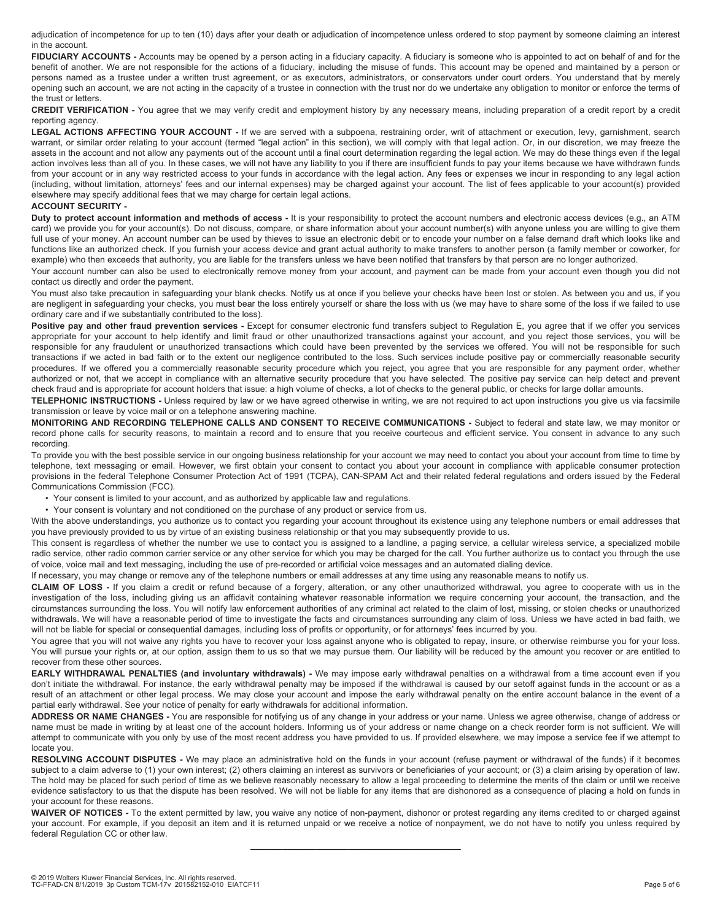adjudication of incompetence for up to ten (10) days after your death or adjudication of incompetence unless ordered to stop payment by someone claiming an interest in the account.

**FIDUCIARY ACCOUNTS -** Accounts may be opened by a person acting in a fiduciary capacity. A fiduciary is someone who is appointed to act on behalf of and for the benefit of another. We are not responsible for the actions of a fiduciary, including the misuse of funds. This account may be opened and maintained by a person or persons named as a trustee under a written trust agreement, or as executors, administrators, or conservators under court orders. You understand that by merely opening such an account, we are not acting in the capacity of a trustee in connection with the trust nor do we undertake any obligation to monitor or enforce the terms of the trust or letters.

**CREDIT VERIFICATION -** You agree that we may verify credit and employment history by any necessary means, including preparation of a credit report by a credit reporting agency.

**LEGAL ACTIONS AFFECTING YOUR ACCOUNT -** If we are served with a subpoena, restraining order, writ of attachment or execution, levy, garnishment, search warrant, or similar order relating to your account (termed "legal action" in this section), we will comply with that legal action. Or, in our discretion, we may freeze the assets in the account and not allow any payments out of the account until a final court determination regarding the legal action. We may do these things even if the legal action involves less than all of you. In these cases, we will not have any liability to you if there are insufficient funds to pay your items because we have withdrawn funds from your account or in any way restricted access to your funds in accordance with the legal action. Any fees or expenses we incur in responding to any legal action (including, without limitation, attorneys' fees and our internal expenses) may be charged against your account. The list of fees applicable to your account(s) provided elsewhere may specify additional fees that we may charge for certain legal actions.

**ACCOUNT SECURITY -**

**Duty to protect account information and methods of access -** It is your responsibility to protect the account numbers and electronic access devices (e.g., an ATM card) we provide you for your account(s). Do not discuss, compare, or share information about your account number(s) with anyone unless you are willing to give them full use of your money. An account number can be used by thieves to issue an electronic debit or to encode your number on a false demand draft which looks like and functions like an authorized check. If you furnish your access device and grant actual authority to make transfers to another person (a family member or coworker, for example) who then exceeds that authority, you are liable for the transfers unless we have been notified that transfers by that person are no longer authorized.

Your account number can also be used to electronically remove money from your account, and payment can be made from your account even though you did not contact us directly and order the payment.

You must also take precaution in safeguarding your blank checks. Notify us at once if you believe your checks have been lost or stolen. As between you and us, if you are negligent in safeguarding your checks, you must bear the loss entirely yourself or share the loss with us (we may have to share some of the loss if we failed to use ordinary care and if we substantially contributed to the loss).

**Positive pay and other fraud prevention services -** Except for consumer electronic fund transfers subject to Regulation E, you agree that if we offer you services appropriate for your account to help identify and limit fraud or other unauthorized transactions against your account, and you reject those services, you will be responsible for any fraudulent or unauthorized transactions which could have been prevented by the services we offered. You will not be responsible for such transactions if we acted in bad faith or to the extent our negligence contributed to the loss. Such services include positive pay or commercially reasonable security procedures. If we offered you a commercially reasonable security procedure which you reject, you agree that you are responsible for any payment order, whether authorized or not, that we accept in compliance with an alternative security procedure that you have selected. The positive pay service can help detect and prevent check fraud and is appropriate for account holders that issue: a high volume of checks, a lot of checks to the general public, or checks for large dollar amounts.

**TELEPHONIC INSTRUCTIONS -** Unless required by law or we have agreed otherwise in writing, we are not required to act upon instructions you give us via facsimile transmission or leave by voice mail or on a telephone answering machine.

**MONITORING AND RECORDING TELEPHONE CALLS AND CONSENT TO RECEIVE COMMUNICATIONS -** Subject to federal and state law, we may monitor or record phone calls for security reasons, to maintain a record and to ensure that you receive courteous and efficient service. You consent in advance to any such recording.

To provide you with the best possible service in our ongoing business relationship for your account we may need to contact you about your account from time to time by telephone, text messaging or email. However, we first obtain your consent to contact you about your account in compliance with applicable consumer protection provisions in the federal Telephone Consumer Protection Act of 1991 (TCPA), CAN-SPAM Act and their related federal regulations and orders issued by the Federal Communications Commission (FCC).

- Your consent is limited to your account, and as authorized by applicable law and regulations.
- Your consent is voluntary and not conditioned on the purchase of any product or service from us.

With the above understandings, you authorize us to contact you regarding your account throughout its existence using any telephone numbers or email addresses that you have previously provided to us by virtue of an existing business relationship or that you may subsequently provide to us.

This consent is regardless of whether the number we use to contact you is assigned to a landline, a paging service, a cellular wireless service, a specialized mobile radio service, other radio common carrier service or any other service for which you may be charged for the call. You further authorize us to contact you through the use of voice, voice mail and text messaging, including the use of pre-recorded or artificial voice messages and an automated dialing device.

If necessary, you may change or remove any of the telephone numbers or email addresses at any time using any reasonable means to notify us.

**CLAIM OF LOSS -** If you claim a credit or refund because of a forgery, alteration, or any other unauthorized withdrawal, you agree to cooperate with us in the investigation of the loss, including giving us an affidavit containing whatever reasonable information we require concerning your account, the transaction, and the circumstances surrounding the loss. You will notify law enforcement authorities of any criminal act related to the claim of lost, missing, or stolen checks or unauthorized withdrawals. We will have a reasonable period of time to investigate the facts and circumstances surrounding any claim of loss. Unless we have acted in bad faith, we will not be liable for special or consequential damages, including loss of profits or opportunity, or for attorneys' fees incurred by you.

You agree that you will not waive any rights you have to recover your loss against anyone who is obligated to repay, insure, or otherwise reimburse you for your loss. You will pursue your rights or, at our option, assign them to us so that we may pursue them. Our liability will be reduced by the amount you recover or are entitled to recover from these other sources.

**EARLY WITHDRAWAL PENALTIES (and involuntary withdrawals) -** We may impose early withdrawal penalties on a withdrawal from a time account even if you don't initiate the withdrawal. For instance, the early withdrawal penalty may be imposed if the withdrawal is caused by our setoff against funds in the account or as a result of an attachment or other legal process. We may close your account and impose the early withdrawal penalty on the entire account balance in the event of a partial early withdrawal. See your notice of penalty for early withdrawals for additional information.

**ADDRESS OR NAME CHANGES -** You are responsible for notifying us of any change in your address or your name. Unless we agree otherwise, change of address or name must be made in writing by at least one of the account holders. Informing us of your address or name change on a check reorder form is not sufficient. We will attempt to communicate with you only by use of the most recent address you have provided to us. If provided elsewhere, we may impose a service fee if we attempt to locate you.

**RESOLVING ACCOUNT DISPUTES -** We may place an administrative hold on the funds in your account (refuse payment or withdrawal of the funds) if it becomes subject to a claim adverse to (1) your own interest; (2) others claiming an interest as survivors or beneficiaries of your account; or (3) a claim arising by operation of law. The hold may be placed for such period of time as we believe reasonably necessary to allow a legal proceeding to determine the merits of the claim or until we receive evidence satisfactory to us that the dispute has been resolved. We will not be liable for any items that are dishonored as a consequence of placing a hold on funds in your account for these reasons.

**WAIVER OF NOTICES -** To the extent permitted by law, you waive any notice of non-payment, dishonor or protest regarding any items credited to or charged against your account. For example, if you deposit an item and it is returned unpaid or we receive a notice of nonpayment, we do not have to notify you unless required by federal Regulation CC or other law.

---

© 2019 Wolters Kluwer Financial Services, Inc. All rights reserved.
TC-FFAD-CN 8/1/2019 3p Custom TCM-17v 201582152-010 EIATCF11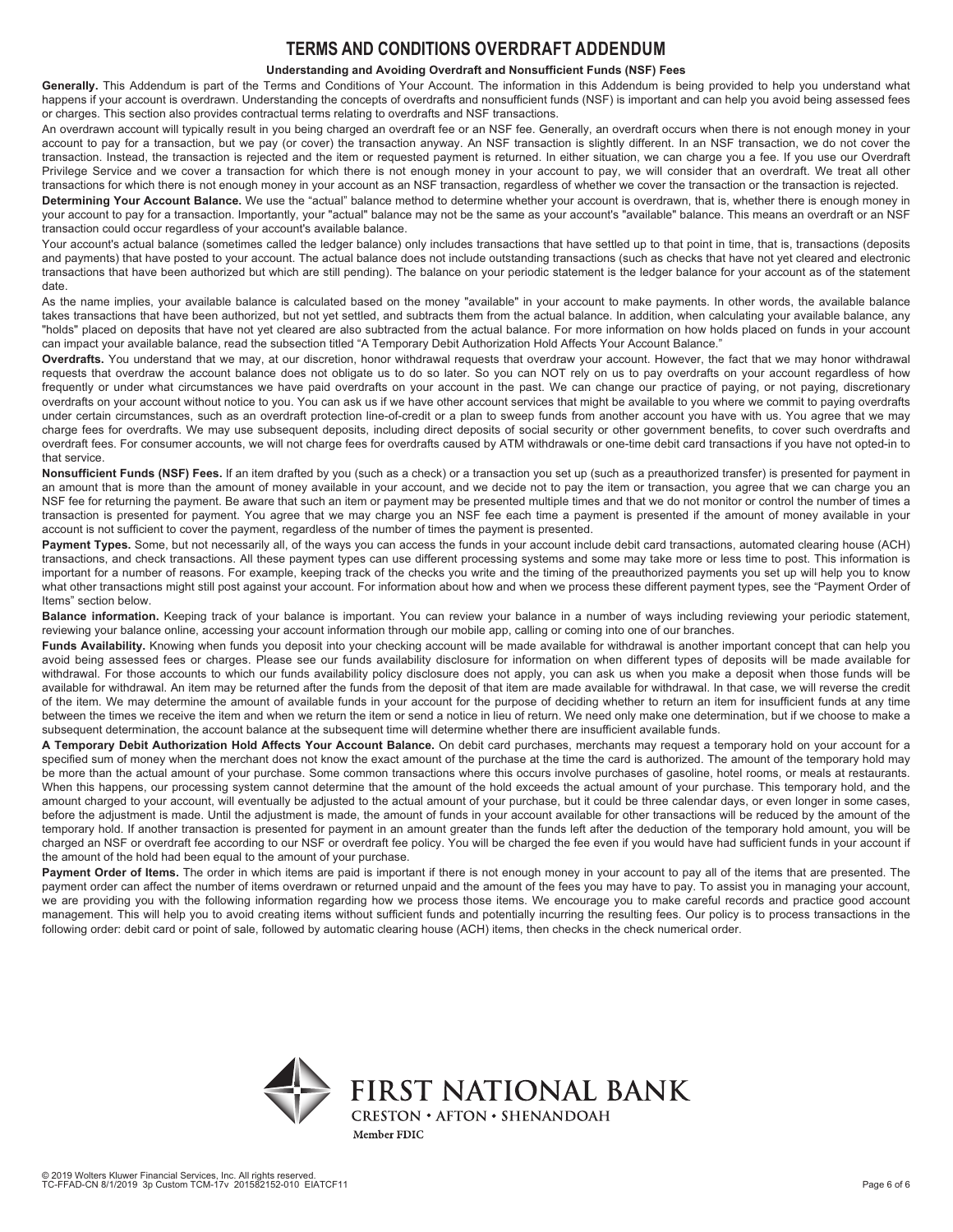# TERMS AND CONDITIONS OVERDRAFT ADDENDUM

## Understanding and Avoiding Overdraft and Nonsufficient Funds (NSF) Fees

**Generally.** This Addendum is part of the Terms and Conditions of Your Account. The information in this Addendum is being provided to help you understand what happens if your account is overdrawn. Understanding the concepts of overdrafts and nonsufficient funds (NSF) is important and can help you avoid being assessed fees or charges. This section also provides contractual terms relating to overdrafts and NSF transactions.

An overdrawn account will typically result in you being charged an overdraft fee or an NSF fee. Generally, an overdraft occurs when there is not enough money in your account to pay for a transaction, but we pay (or cover) the transaction anyway. An NSF transaction is slightly different. In an NSF transaction, we do not cover the transaction. Instead, the transaction is rejected and the item or requested payment is returned. In either situation, we can charge you a fee. If you use our Overdraft Privilege Service and we cover a transaction for which there is not enough money in your account to pay, we will consider that an overdraft. We treat all other transactions for which there is not enough money in your account as an NSF transaction, regardless of whether we cover the transaction or the transaction is rejected.

**Determining Your Account Balance.** We use the "actual" balance method to determine whether your account is overdrawn, that is, whether there is enough money in your account to pay for a transaction. Importantly, your "actual" balance may not be the same as your account's "available" balance. This means an overdraft or an NSF transaction could occur regardless of your account's available balance.

Your account's actual balance (sometimes called the ledger balance) only includes transactions that have settled up to that point in time, that is, transactions (deposits and payments) that have posted to your account. The actual balance does not include outstanding transactions (such as checks that have not yet cleared and electronic transactions that have been authorized but which are still pending). The balance on your periodic statement is the ledger balance for your account as of the statement date.

As the name implies, your available balance is calculated based on the money "available" in your account to make payments. In other words, the available balance takes transactions that have been authorized, but not yet settled, and subtracts them from the actual balance. In addition, when calculating your available balance, any "holds" placed on deposits that have not yet cleared are also subtracted from the actual balance. For more information on how holds placed on funds in your account can impact your available balance, read the subsection titled "A Temporary Debit Authorization Hold Affects Your Account Balance."

**Overdrafts.** You understand that we may, at our discretion, honor withdrawal requests that overdraw your account. However, the fact that we may honor withdrawal requests that overdraw the account balance does not obligate us to do so later. So you can NOT rely on us to pay overdrafts on your account regardless of how frequently or under what circumstances we have paid overdrafts on your account in the past. We can change our practice of paying, or not paying, discretionary overdrafts on your account without notice to you. You can ask us if we have other account services that might be available to you where we commit to paying overdrafts under certain circumstances, such as an overdraft protection line-of-credit or a plan to sweep funds from another account you have with us. You agree that we may charge fees for overdrafts. We may use subsequent deposits, including direct deposits of social security or other government benefits, to cover such overdrafts and overdraft fees. For consumer accounts, we will not charge fees for overdrafts caused by ATM withdrawals or one-time debit card transactions if you have not opted-in to that service.

**Nonsufficient Funds (NSF) Fees.** If an item drafted by you (such as a check) or a transaction you set up (such as a preauthorized transfer) is presented for payment in an amount that is more than the amount of money available in your account, and we decide not to pay the item or transaction, you agree that we can charge you an NSF fee for returning the payment. Be aware that such an item or payment may be presented multiple times and that we do not monitor or control the number of times a transaction is presented for payment. You agree that we may charge you an NSF fee each time a payment is presented if the amount of money available in your account is not sufficient to cover the payment, regardless of the number of times the payment is presented.

**Payment Types.** Some, but not necessarily all, of the ways you can access the funds in your account include debit card transactions, automated clearing house (ACH) transactions, and check transactions. All these payment types can use different processing systems and some may take more or less time to post. This information is important for a number of reasons. For example, keeping track of the checks you write and the timing of the preauthorized payments you set up will help you to know what other transactions might still post against your account. For information about how and when we process these different payment types, see the "Payment Order of Items" section below.

**Balance information.** Keeping track of your balance is important. You can review your balance in a number of ways including reviewing your periodic statement, reviewing your balance online, accessing your account information through our mobile app, calling or coming into one of our branches.

**Funds Availability.** Knowing when funds you deposit into your checking account will be made available for withdrawal is another important concept that can help you avoid being assessed fees or charges. Please see our funds availability disclosure for information on when different types of deposits will be made available for withdrawal. For those accounts to which our funds availability policy disclosure does not apply, you can ask us when you make a deposit when those funds will be available for withdrawal. An item may be returned after the funds from the deposit of that item are made available for withdrawal. In that case, we will reverse the credit of the item. We may determine the amount of available funds in your account for the purpose of deciding whether to return an item for insufficient funds at any time between the times we receive the item and when we return the item or send a notice in lieu of return. We need only make one determination, but if we choose to make a subsequent determination, the account balance at the subsequent time will determine whether there are insufficient available funds.

**A Temporary Debit Authorization Hold Affects Your Account Balance.** On debit card purchases, merchants may request a temporary hold on your account for a specified sum of money when the merchant does not know the exact amount of the purchase at the time the card is authorized. The amount of the temporary hold may be more than the actual amount of your purchase. Some common transactions where this occurs involve purchases of gasoline, hotel rooms, or meals at restaurants. When this happens, our processing system cannot determine that the amount of the hold exceeds the actual amount of your purchase. This temporary hold, and the amount charged to your account, will eventually be adjusted to the actual amount of your purchase, but it could be three calendar days, or even longer in some cases, before the adjustment is made. Until the adjustment is made, the amount of funds in your account available for other transactions will be reduced by the amount of the temporary hold. If another transaction is presented for payment in an amount greater than the funds left after the deduction of the temporary hold amount, you will be charged an NSF or overdraft fee according to our NSF or overdraft fee policy. You will be charged the fee even if you would have had sufficient funds in your account if the amount of the hold had been equal to the amount of your purchase.

**Payment Order of Items.** The order in which items are paid is important if there is not enough money in your account to pay all of the items that are presented. The payment order can affect the number of items overdrawn or returned unpaid and the amount of the fees you may have to pay. To assist you in managing your account, we are providing you with the following information regarding how we process those items. We encourage you to make careful records and practice good account management. This will help you to avoid creating items without sufficient funds and potentially incurring the resulting fees. Our policy is to process transactions in the following order: debit card or point of sale, followed by automatic clearing house (ACH) items, then checks in the check numerical order.

FIRST NATIONAL BANK
CRESTON • AFTON • SHENANDOAH
Member FDIC

© 2019 Wolters Kluwer Financial Services, Inc. All rights reserved.
TC-FFAD-CN 8/1/2019 3p Custom TCM-17v 201582152-010 EIATCF11